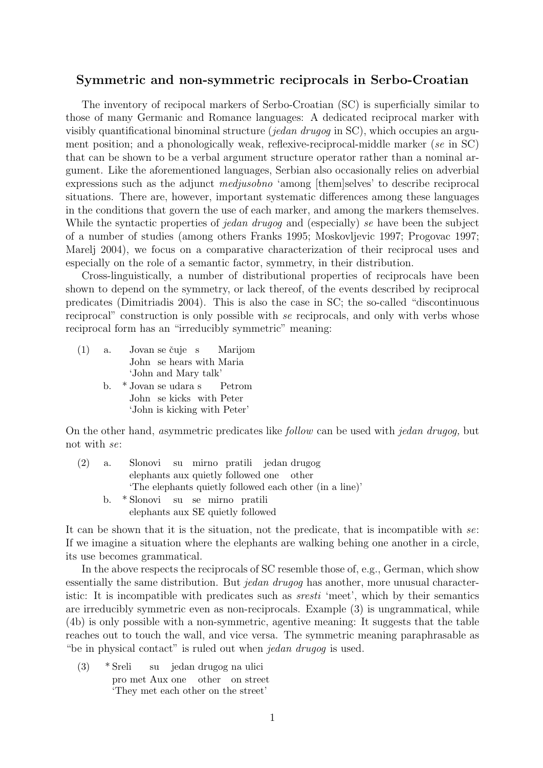# Symmetric and non-symmetric reciprocals in Serbo-Croatian

The inventory of recipocal markers of Serbo-Croatian (SC) is superficially similar to those of many Germanic and Romance languages: A dedicated reciprocal marker with visibly quantificational binominal structure (*jedan drugog* in SC), which occupies an argument position; and a phonologically weak, reflexive-reciprocal-middle marker (*se* in SC) that can be shown to be a verbal argument structure operator rather than a nominal argument. Like the aforementioned languages, Serbian also occasionally relies on adverbial expressions such as the adjunct *medjusobno* 'among [them]selves' to describe reciprocal situations. There are, however, important systematic differences among these languages in the conditions that govern the use of each marker, and among the markers themselves. While the syntactic properties of *jedan drugog* and (especially) *se* have been the subject of a number of studies (among others Franks 1995; Moskovljevic 1997; Progovac 1997; Marelj 2004), we focus on a comparative characterization of their reciprocal uses and especially on the role of a semantic factor, symmetry, in their distribution.

Cross-linguistically, a number of distributional properties of reciprocals have been shown to depend on the symmetry, or lack thereof, of the events described by reciprocal predicates (Dimitriadis 2004). This is also the case in SC; the so-called "discontinuous reciprocal" construction is only possible with *se* reciprocals, and only with verbs whose reciprocal form has an "irreducibly symmetric" meaning:

(1) a. Jovan se čuje s Marijom
   John se hears with Maria
   'John and Mary talk'

b. * Jovan se udara s Petrom
   John se kicks with Peter
   'John is kicking with Peter'

On the other hand, *a*symmetric predicates like *follow* can be used with *jedan drugog,* but not with *se*:

(2) a. Slonovi su mirno pratili jedan drugog
   elephants aux quietly followed one other
   'The elephants quietly followed each other (in a line)'

b. * Slonovi su se mirno pratili
   elephants aux SE quietly followed

It can be shown that it is the situation, not the predicate, that is incompatible with *se*: If we imagine a situation where the elephants are walking behing one another in a circle, its use becomes grammatical.

In the above respects the reciprocals of SC resemble those of, e.g., German, which show essentially the same distribution. But *jedan drugog* has another, more unusual characteristic: It is incompatible with predicates such as *sresti* 'meet', which by their semantics are irreducibly symmetric even as non-reciprocals. Example (3) is ungrammatical, while (4b) is only possible with a non-symmetric, agentive meaning: It suggests that the table reaches out to touch the wall, and vice versa. The symmetric meaning paraphrasable as "be in physical contact" is ruled out when *jedan drugog* is used.

(3) * Sreli su jedan drugog na ulici
   pro met Aux one other on street
   'They met each other on the street'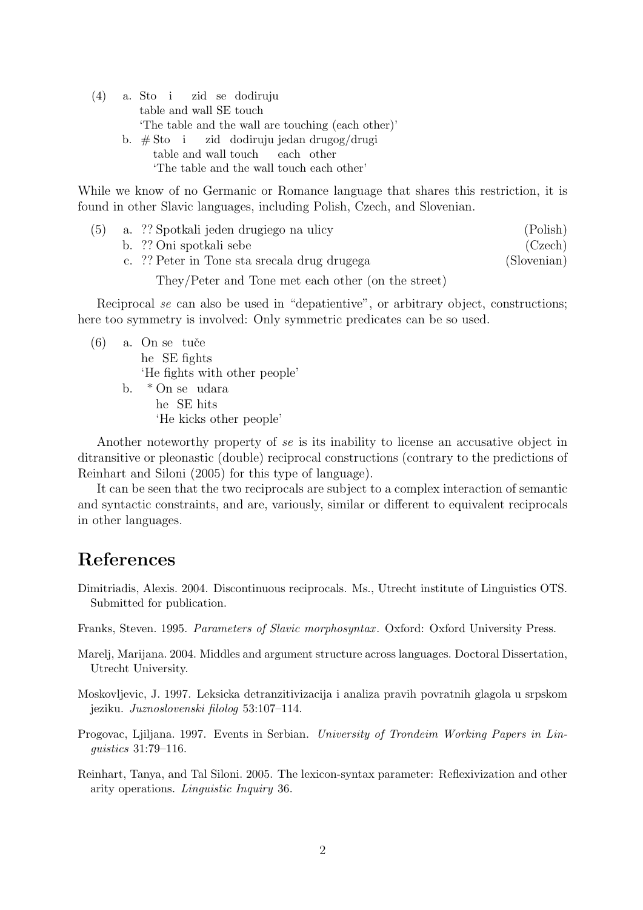(4) a. Sto i zid se dodiruju
table and wall SE touch
'The table and the wall are touching (each other)'

b. # Sto i zid dodiruju jedan drugog/drugi
table and wall touch each other
'The table and the wall touch each other'

While we know of no Germanic or Romance language that shares this restriction, it is found in other Slavic languages, including Polish, Czech, and Slovenian.

(5) a. ?? Spotkali jeden drugiego na ulicy (Polish)
b. ?? Oni spotkali sebe (Czech)
c. ?? Peter in Tone sta srecala drug drugega (Slovenian)

They/Peter and Tone met each other (on the street)

Reciprocal *se* can also be used in "depatientive", or arbitrary object, constructions; here too symmetry is involved: Only symmetric predicates can be so used.

(6) a. On se tuče
he SE fights
'He fights with other people'

b. * On se udara
he SE hits
'He kicks other people'

Another noteworthy property of *se* is its inability to license an accusative object in ditransitive or pleonastic (double) reciprocal constructions (contrary to the predictions of Reinhart and Siloni (2005) for this type of language).

It can be seen that the two reciprocals are subject to a complex interaction of semantic and syntactic constraints, and are, variously, similar or different to equivalent reciprocals in other languages.

## References

Dimitriadis, Alexis. 2004. Discontinuous reciprocals. Ms., Utrecht institute of Linguistics OTS. Submitted for publication.

Franks, Steven. 1995. *Parameters of Slavic morphosyntax*. Oxford: Oxford University Press.

Marelj, Marijana. 2004. Middles and argument structure across languages. Doctoral Dissertation, Utrecht University.

Moskovljevic, J. 1997. Leksicka detranzitivizacija i analiza pravih povratnih glagola u srpskom jeziku. *Juznoslovenski filolog* 53:107–114.

Progovac, Ljiljana. 1997. Events in Serbian. *University of Trondeim Working Papers in Linguistics* 31:79–116.

Reinhart, Tanya, and Tal Siloni. 2005. The lexicon-syntax parameter: Reflexivization and other arity operations. *Linguistic Inquiry* 36.